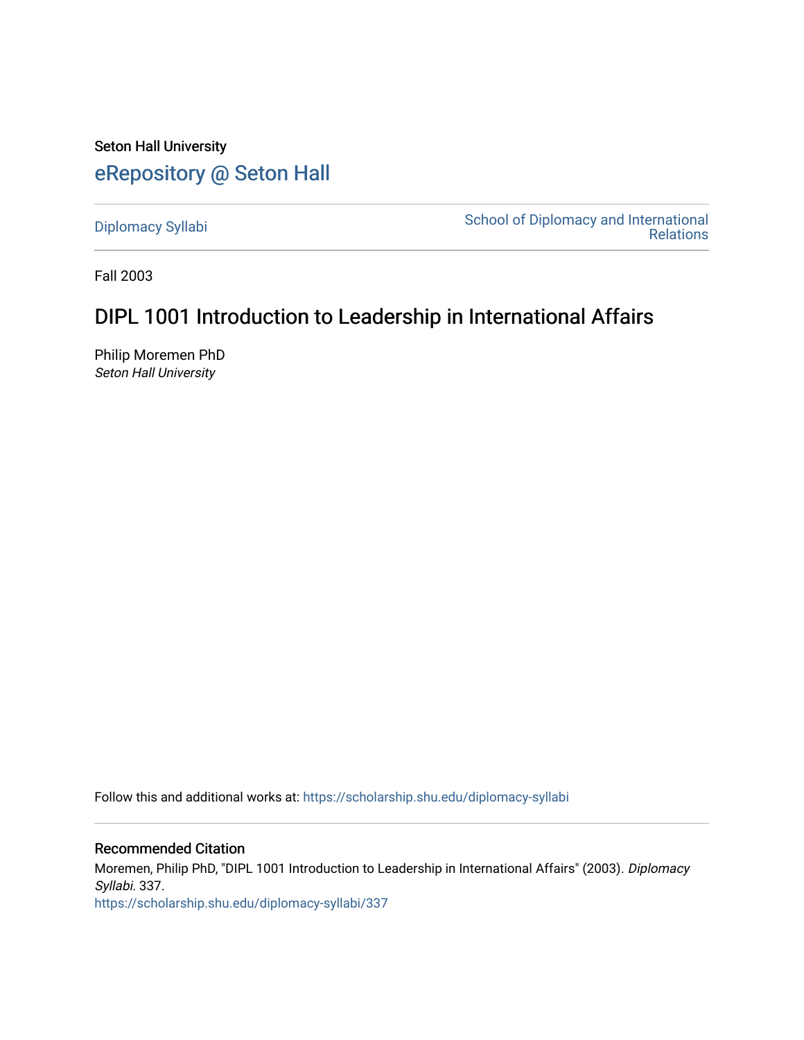Seton Hall University

# eRepository @ Seton Hall

Diplomacy Syllabi

School of Diplomacy and International Relations

Fall 2003

## DIPL 1001 Introduction to Leadership in International Affairs

Philip Moremen PhD

*Seton Hall University*

Follow this and additional works at: https://scholarship.shu.edu/diplomacy-syllabi

### Recommended Citation

Moremen, Philip PhD, "DIPL 1001 Introduction to Leadership in International Affairs" (2003). *Diplomacy Syllabi*. 337.

https://scholarship.shu.edu/diplomacy-syllabi/337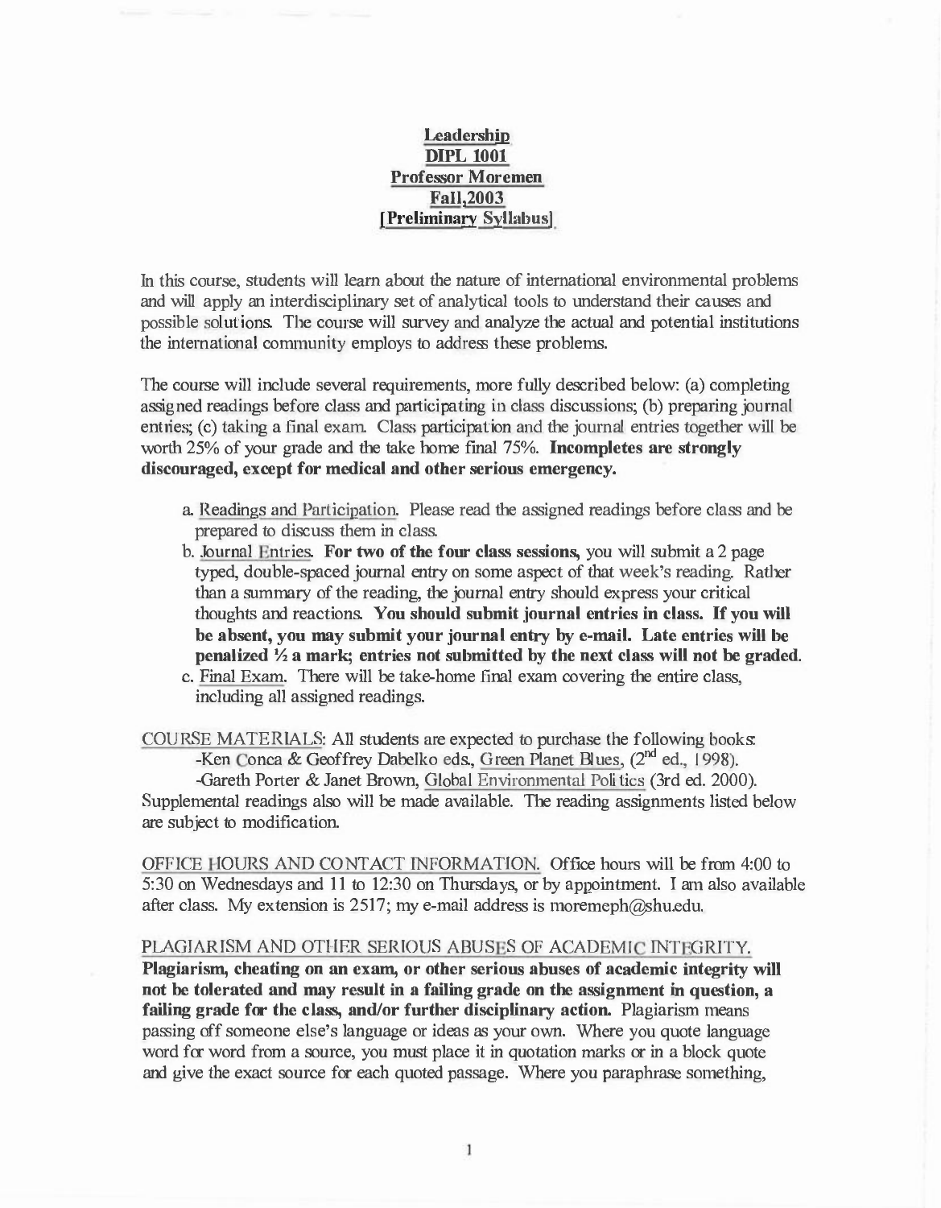**Leadership**
**DIPL 1001**
**Professor Moremen**
**Fall,2003**
**[Preliminary Syllabus]**

In this course, students will learn about the nature of international environmental problems and will apply an interdisciplinary set of analytical tools to understand their causes and possible solutions. The course will survey and analyze the actual and potential institutions the international community employs to address these problems.

The course will include several requirements, more fully described below: (a) completing assigned readings before class and participating in class discussions; (b) preparing journal entries; (c) taking a final exam. Class participation and the journal entries together will be worth 25% of your grade and the take home final 75%. **Incompletes are strongly discouraged, except for medical and other serious emergency.**

a. Readings and Participation. Please read the assigned readings before class and be prepared to discuss them in class.

b. Journal Entries. **For two of the four class sessions,** you will submit a 2 page typed, double-spaced journal entry on some aspect of that week's reading. Rather than a summary of the reading, the journal entry should express your critical thoughts and reactions. **You should submit journal entries in class. If you will be absent, you may submit your journal entry by e-mail. Late entries will be penalized ½ a mark; entries not submitted by the next class will not be graded.**

c. Final Exam. There will be take-home final exam covering the entire class, including all assigned readings.

COURSE MATERIALS: All students are expected to purchase the following books:

-Ken Conca & Geoffrey Dabelko eds., Green Planet Blues, (2nd ed., 1998).

-Gareth Porter & Janet Brown, Global Environmental Politics (3rd ed. 2000).

Supplemental readings also will be made available. The reading assignments listed below are subject to modification.

OFFICE HOURS AND CONTACT INFORMATION. Office hours will be from 4:00 to 5:30 on Wednesdays and 11 to 12:30 on Thursdays, or by appointment. I am also available after class. My extension is 2517; my e-mail address is moremeph@shu.edu.

PLAGIARISM AND OTHER SERIOUS ABUSES OF ACADEMIC INTEGRITY.

**Plagiarism, cheating on an exam, or other serious abuses of academic integrity will not be tolerated and may result in a failing grade on the assignment in question, a failing grade for the class, and/or further disciplinary action.** Plagiarism means passing off someone else's language or ideas as your own. Where you quote language word for word from a source, you must place it in quotation marks or in a block quote and give the exact source for each quoted passage. Where you paraphrase something,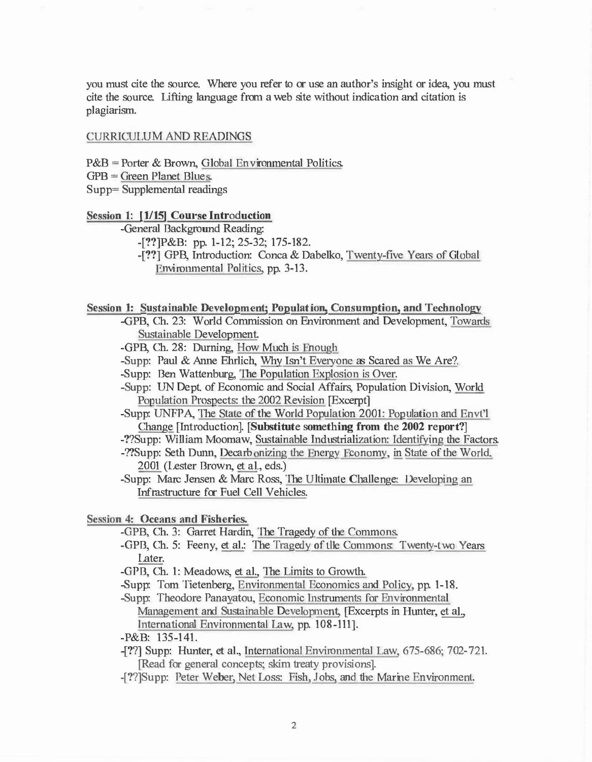you must cite the source. Where you refer to or use an author's insight or idea, you must cite the source. Lifting language from a web site without indication and citation is plagiarism.

CURRICULUM AND READINGS

P&B = Porter & Brown, Global Environmental Politics.
GPB = Green Planet Blues.
Supp= Supplemental readings

**Session 1: [1/15] Course Introduction**

-General Background Reading:
- -[??]P&B: pp. 1-12; 25-32; 175-182.
- -[??] GPB, Introduction: Conca & Dabelko, Twenty-five Years of Global Environmental Politics, pp. 3-13.

**Session 1: Sustainable Development; Population, Consumption, and Technology**

- -GPB, Ch. 23: World Commission on Environment and Development, Towards Sustainable Development.
- -GPB, Ch. 28: Durning, How Much is Enough
- -Supp: Paul & Anne Ehrlich, Why Isn't Everyone as Scared as We Are?.
- -Supp: Ben Wattenburg, The Population Explosion is Over.
- -Supp: UN Dept. of Economic and Social Affairs, Population Division, World Population Prospects: the 2002 Revision [Excerpt]
- -Supp: UNFPA, The State of the World Population 2001: Population and Envt'l Change [Introduction]. [**Substitute something from the 2002 report?**]
- -??Supp: William Moomaw, Sustainable Industrialization: Identifying the Factors.
- -??Supp: Seth Dunn, Decarbonizing the Energy Economy, in State of the World, 2001 (Lester Brown, et al., eds.)
- -Supp: Marc Jensen & Marc Ross, The Ultimate Challenge: Developing an Infrastructure for Fuel Cell Vehicles.

**Session 4: Oceans and Fisheries.**

- -GPB, Ch. 3: Garret Hardin, The Tragedy of the Commons.
- -GPB, Ch. 5: Feeny, et al.: The Tragedy of the Commons: Twenty-two Years Later.
- -GPB, Ch. 1: Meadows, et al., The Limits to Growth.
- -Supp: Tom Tietenberg, Environmental Economics and Policy, pp. 1-18.
- -Supp: Theodore Panayatou, Economic Instruments for Environmental Management and Sustainable Development, [Excerpts in Hunter, et al., International Environmental Law, pp. 108-111].
- -P&B: 135-141.
- -[??] Supp: Hunter, et al., International Environmental Law, 675-686; 702-721. [Read for general concepts; skim treaty provisions].
- -[??]Supp: Peter Weber, Net Loss: Fish, Jobs, and the Marine Environment.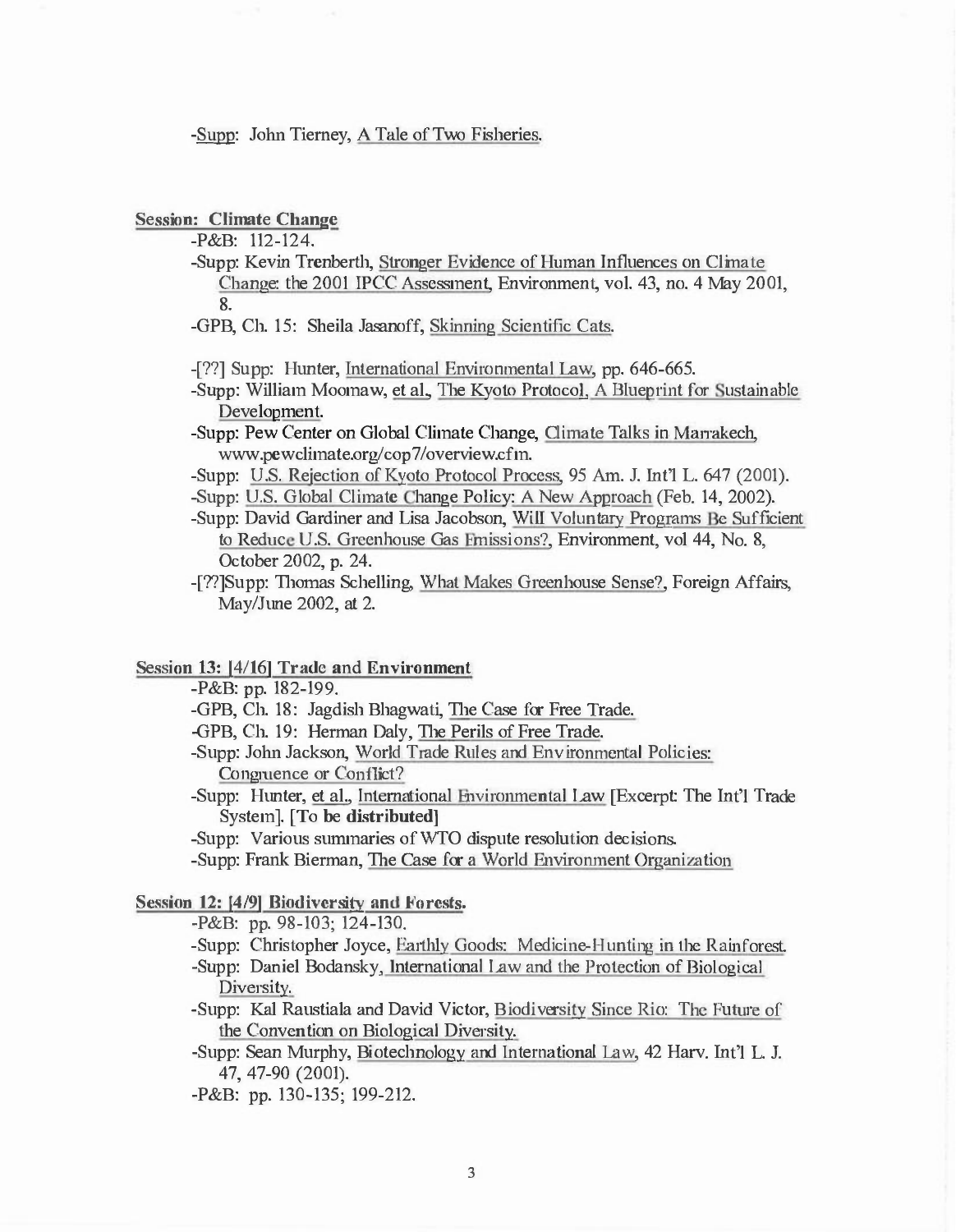-Supp: John Tierney, A Tale of Two Fisheries.

**Session: Climate Change**

- -P&B: 112-124.
- -Supp: Kevin Trenberth, Stronger Evidence of Human Influences on Climate Change: the 2001 IPCC Assessment, Environment, vol. 43, no. 4 May 2001, 8.
- -GPB, Ch. 15: Sheila Jasanoff, Skinning Scientific Cats.
- -[??] Supp: Hunter, International Environmental Law, pp. 646-665.
- -Supp: William Moomaw, et al., The Kyoto Protocol, A Blueprint for Sustainable Development.
- -Supp: Pew Center on Global Climate Change, Climate Talks in Marrakech, www.pewclimate.org/cop7/overview.cfm.
- -Supp: U.S. Rejection of Kyoto Protocol Process, 95 Am. J. Int'l L. 647 (2001).
- -Supp: U.S. Global Climate Change Policy: A New Approach (Feb. 14, 2002).
- -Supp: David Gardiner and Lisa Jacobson, Will Voluntary Programs Be Sufficient to Reduce U.S. Greenhouse Gas Emissions?, Environment, vol 44, No. 8, October 2002, p. 24.
- -[??]Supp: Thomas Schelling, What Makes Greenhouse Sense?, Foreign Affairs, May/June 2002, at 2.

**Session 13: [4/16] Trade and Environment**

- -P&B: pp. 182-199.
- -GPB, Ch. 18: Jagdish Bhagwati, The Case for Free Trade.
- -GPB, Ch. 19: Herman Daly, The Perils of Free Trade.
- -Supp: John Jackson, World Trade Rules and Environmental Policies: Congruence or Conflict?
- -Supp: Hunter, et al., International Environmental Law [Excerpt: The Int'l Trade System]. **[To be distributed]**
- -Supp: Various summaries of WTO dispute resolution decisions.
- -Supp: Frank Bierman, The Case for a World Environment Organization

**Session 12: [4/9] Biodiversity and Forests.**

- -P&B: pp. 98-103; 124-130.
- -Supp: Christopher Joyce, Earthly Goods: Medicine-Hunting in the Rainforest.
- -Supp: Daniel Bodansky, International Law and the Protection of Biological Diversity.
- -Supp: Kal Raustiala and David Victor, Biodiversity Since Rio: The Future of the Convention on Biological Diversity.
- -Supp: Sean Murphy, Biotechnology and International Law, 42 Harv. Int'l L. J. 47, 47-90 (2001).
- -P&B: pp. 130-135; 199-212.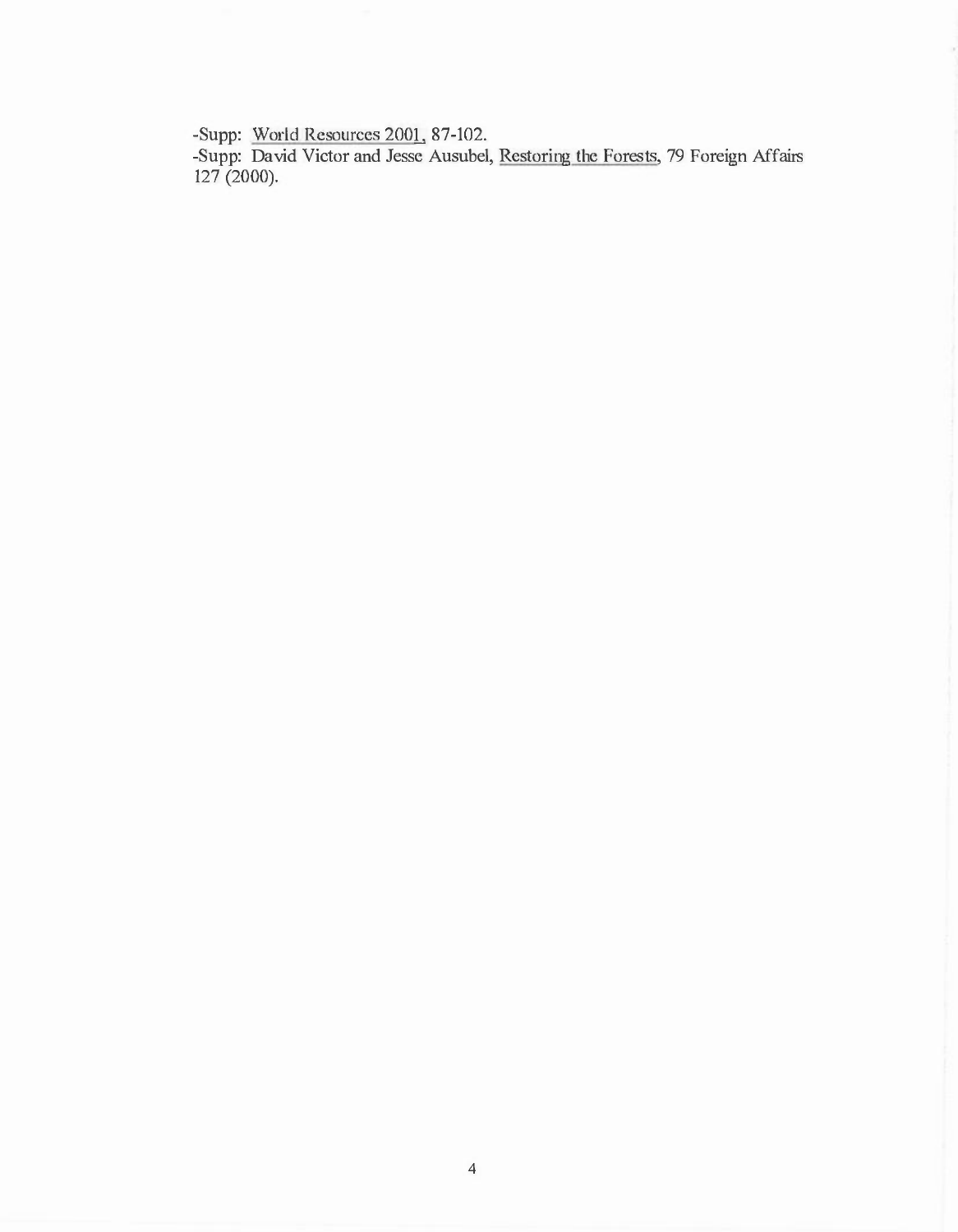-Supp: World Resources 2001, 87-102.
-Supp: David Victor and Jesse Ausubel, Restoring the Forests, 79 Foreign Affairs 127 (2000).